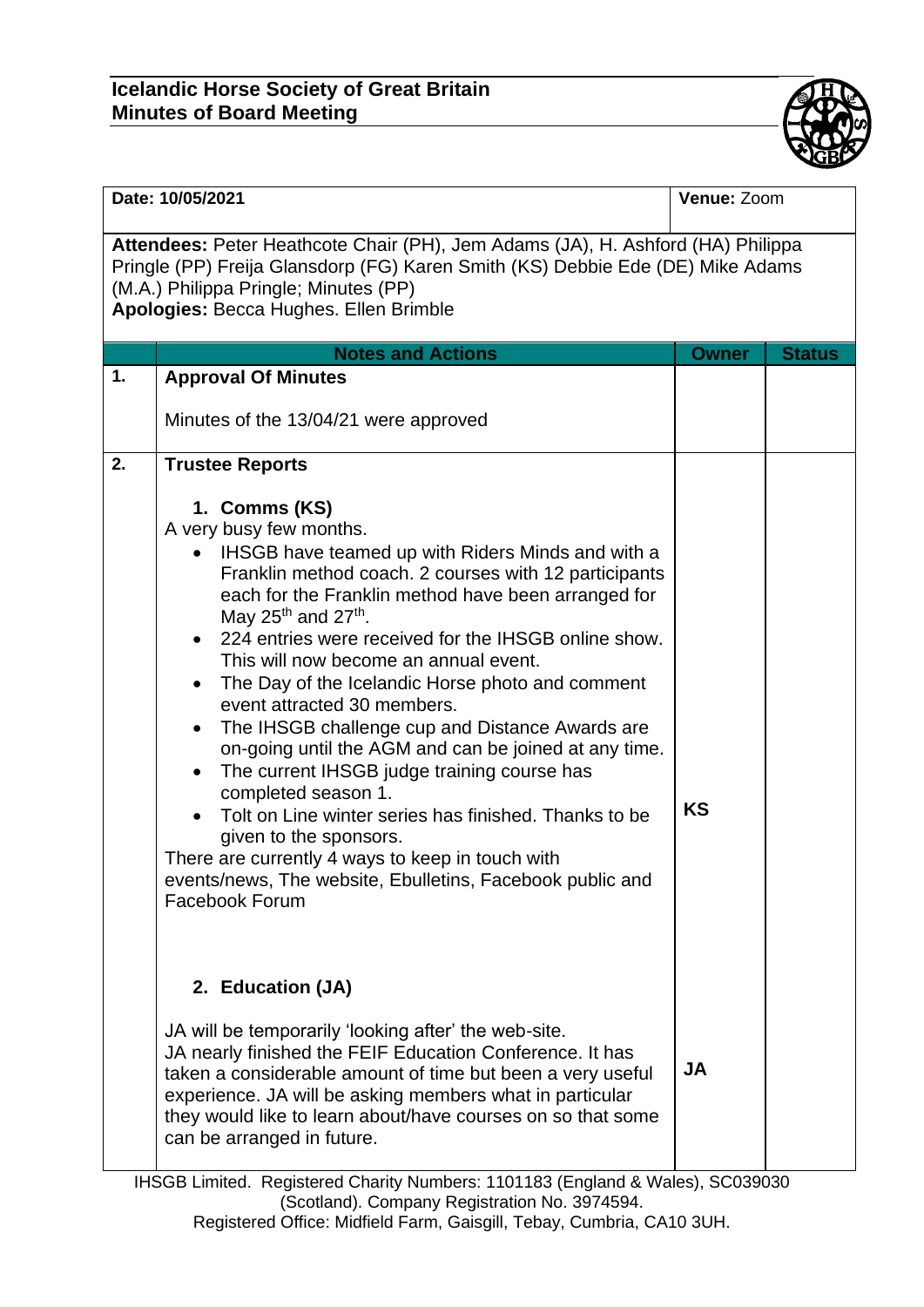# Icelandic Horse Society of Great Britain
## Minutes of Board Meeting

| Date: 10/05/2021 | Venue: Zoom |
|---|---|

**Attendees:** Peter Heathcote Chair (PH), Jem Adams (JA), H. Ashford (HA) Philippa Pringle (PP) Freija Glansdorp (FG) Karen Smith (KS) Debbie Ede (DE) Mike Adams (M.A.) Philippa Pringle; Minutes (PP)
**Apologies:** Becca Hughes. Ellen Brimble

| | Notes and Actions | Owner | Status |
|---|---|---|---|
| 1. | **Approval Of Minutes**<br><br>Minutes of the 13/04/21 were approved | | |
| 2. | **Trustee Reports**<br><br>**1. Comms (KS)**<br>A very busy few months.<br>• IHSGB have teamed up with Riders Minds and with a Franklin method coach. 2 courses with 12 participants each for the Franklin method have been arranged for May 25th and 27th.<br>• 224 entries were received for the IHSGB online show. This will now become an annual event.<br>• The Day of the Icelandic Horse photo and comment event attracted 30 members.<br>• The IHSGB challenge cup and Distance Awards are on-going until the AGM and can be joined at any time.<br>• The current IHSGB judge training course has completed season 1.<br>• Tolt on Line winter series has finished. Thanks to be given to the sponsors.<br>There are currently 4 ways to keep in touch with events/news, The website, Ebulletins, Facebook public and Facebook Forum | KS | |
| | **2. Education (JA)**<br><br>JA will be temporarily 'looking after' the web-site.<br>JA nearly finished the FEIF Education Conference. It has taken a considerable amount of time but been a very useful experience. JA will be asking members what in particular they would like to learn about/have courses on so that some can be arranged in future. | JA | |

IHSGB Limited. Registered Charity Numbers: 1101183 (England & Wales), SC039030 (Scotland). Company Registration No. 3974594.
Registered Office: Midfield Farm, Gaisgill, Tebay, Cumbria, CA10 3UH.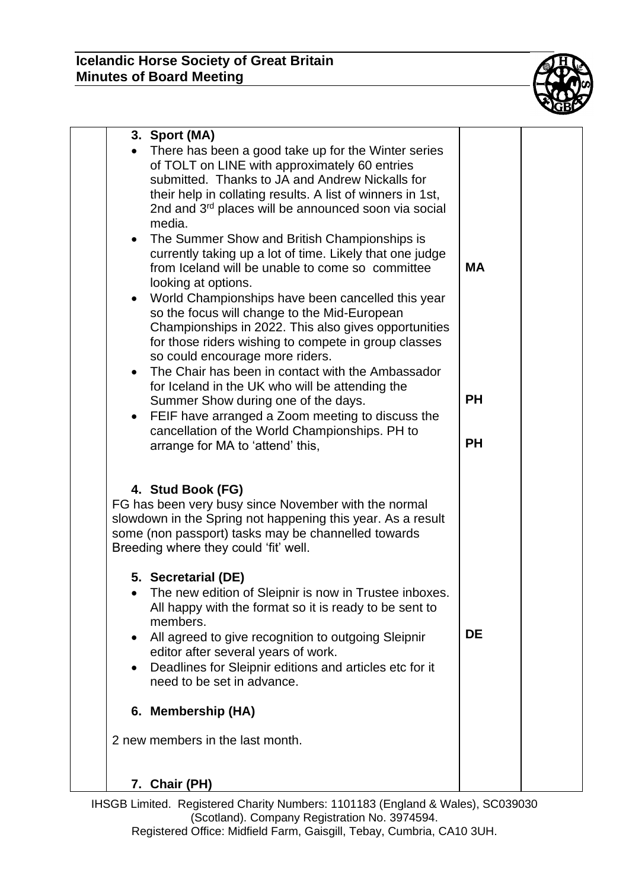| | | | |
|---|---|---|---|
| | **3. Sport (MA)**<br>• There has been a good take up for the Winter series of TOLT on LINE with approximately 60 entries submitted. Thanks to JA and Andrew Nickalls for their help in collating results. A list of winners in 1st, 2nd and 3rd places will be announced soon via social media.<br>• The Summer Show and British Championships is currently taking up a lot of time. Likely that one judge from Iceland will be unable to come so committee looking at options.<br>• World Championships have been cancelled this year so the focus will change to the Mid-European Championships in 2022. This also gives opportunities for those riders wishing to compete in group classes so could encourage more riders.<br>• The Chair has been in contact with the Ambassador for Iceland in the UK who will be attending the Summer Show during one of the days.<br>• FEIF have arranged a Zoom meeting to discuss the cancellation of the World Championships. PH to arrange for MA to 'attend' this, | **MA**<br><br>**PH**<br><br>**PH** | |
| | **4. Stud Book (FG)**<br>FG has been very busy since November with the normal slowdown in the Spring not happening this year. As a result some (non passport) tasks may be channelled towards Breeding where they could 'fit' well. | | |
| | **5. Secretarial (DE)**<br>• The new edition of Sleipnir is now in Trustee inboxes. All happy with the format so it is ready to be sent to members.<br>• All agreed to give recognition to outgoing Sleipnir editor after several years of work.<br>• Deadlines for Sleipnir editions and articles etc for it need to be set in advance. | **DE** | |
| | **6. Membership (HA)**<br>2 new members in the last month. | | |
| | **7. Chair (PH)** | | |

IHSGB Limited. Registered Charity Numbers: 1101183 (England & Wales), SC039030 (Scotland). Company Registration No. 3974594.
Registered Office: Midfield Farm, Gaisgill, Tebay, Cumbria, CA10 3UH.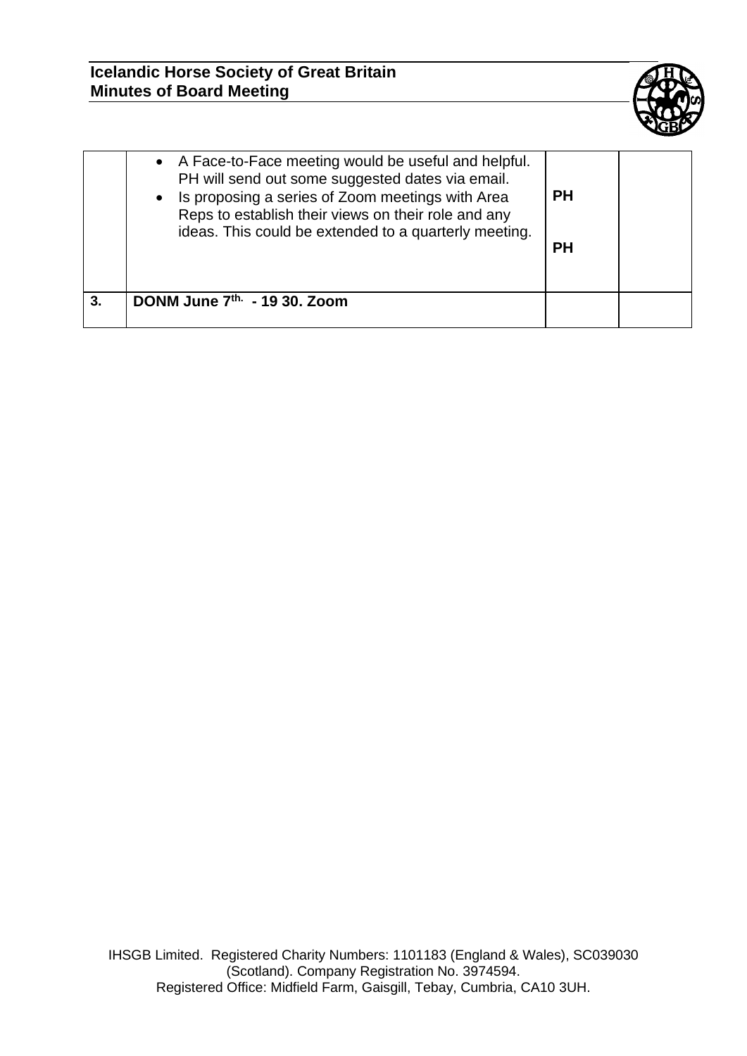| | | | |
|---|---|---|---|
| | • A Face-to-Face meeting would be useful and helpful. PH will send out some suggested dates via email.<br>• Is proposing a series of Zoom meetings with Area Reps to establish their views on their role and any ideas. This could be extended to a quarterly meeting. | **PH**<br><br>**PH** | |
| **3.** | **DONM June 7th. - 19 30. Zoom** | | |

IHSGB Limited. Registered Charity Numbers: 1101183 (England & Wales), SC039030 (Scotland). Company Registration No. 3974594.
Registered Office: Midfield Farm, Gaisgill, Tebay, Cumbria, CA10 3UH.